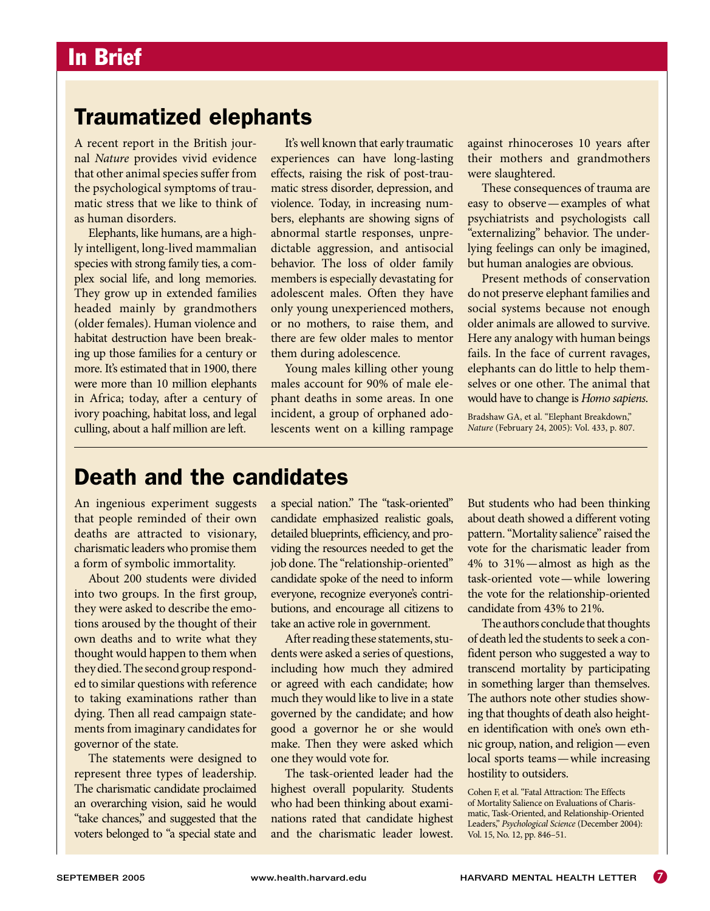# In Brief

## Traumatized elephants

A recent report in the British journal *Nature* provides vivid evidence that other animal species suffer from the psychological symptoms of traumatic stress that we like to think of as human disorders.

Elephants, like humans, are a highly intelligent, long-lived mammalian species with strong family ties, a complex social life, and long memories. They grow up in extended families headed mainly by grandmothers (older females). Human violence and habitat destruction have been breaking up those families for a century or more. It's estimated that in 1900, there were more than 10 million elephants in Africa; today, after a century of ivory poaching, habitat loss, and legal culling, about a half million are left.

It's well known that early traumatic experiences can have long-lasting effects, raising the risk of post-traumatic stress disorder, depression, and violence. Today, in increasing numbers, elephants are showing signs of abnormal startle responses, unpredictable aggression, and antisocial behavior. The loss of older family members is especially devastating for adolescent males. Often they have only young unexperienced mothers, or no mothers, to raise them, and there are few older males to mentor them during adolescence.

Young males killing other young males account for 90% of male elephant deaths in some areas. In one incident, a group of orphaned adolescents went on a killing rampage against rhinoceroses 10 years after their mothers and grandmothers were slaughtered.

These consequences of trauma are easy to observe—examples of what psychiatrists and psychologists call "externalizing" behavior. The underlying feelings can only be imagined, but human analogies are obvious.

Present methods of conservation do not preserve elephant families and social systems because not enough older animals are allowed to survive. Here any analogy with human beings fails. In the face of current ravages, elephants can do little to help themselves or one other. The animal that would have to change is *Homo sapiens*.

Bradshaw GA, et al. "Elephant Breakdown," *Nature* (February 24, 2005): Vol. 433, p. 807.

## Death and the candidates

An ingenious experiment suggests that people reminded of their own deaths are attracted to visionary, charismatic leaders who promise them a form of symbolic immortality.

About 200 students were divided into two groups. In the first group, they were asked to describe the emotions aroused by the thought of their own deaths and to write what they thought would happen to them when they died. The second group responded to similar questions with reference to taking examinations rather than dying. Then all read campaign statements from imaginary candidates for governor of the state.

The statements were designed to represent three types of leadership. The charismatic candidate proclaimed an overarching vision, said he would "take chances," and suggested that the voters belonged to "a special state and a special nation." The "task-oriented" candidate emphasized realistic goals, detailed blueprints, efficiency, and providing the resources needed to get the job done. The "relationship-oriented" candidate spoke of the need to inform everyone, recognize everyone's contributions, and encourage all citizens to take an active role in government.

After reading these statements, students were asked a series of questions, including how much they admired or agreed with each candidate; how much they would like to live in a state governed by the candidate; and how good a governor he or she would make. Then they were asked which one they would vote for.

The task-oriented leader had the highest overall popularity. Students who had been thinking about examinations rated that candidate highest and the charismatic leader lowest. But students who had been thinking about death showed a different voting pattern. "Mortality salience" raised the vote for the charismatic leader from 4% to 31%—almost as high as the task-oriented vote—while lowering the vote for the relationship-oriented candidate from 43% to 21%.

The authors conclude that thoughts of death led the students to seek a confident person who suggested a way to transcend mortality by participating in something larger than themselves. The authors note other studies showing that thoughts of death also heighten identification with one's own ethnic group, nation, and religion—even local sports teams—while increasing hostility to outsiders.

Cohen F, et al. "Fatal Attraction: The Effects of Mortality Salience on Evaluations of Charismatic, Task-Oriented, and Relationship-Oriented Leaders," *Psychological Science* (December 2004): Vol. 15, No. 12, pp. 846–51.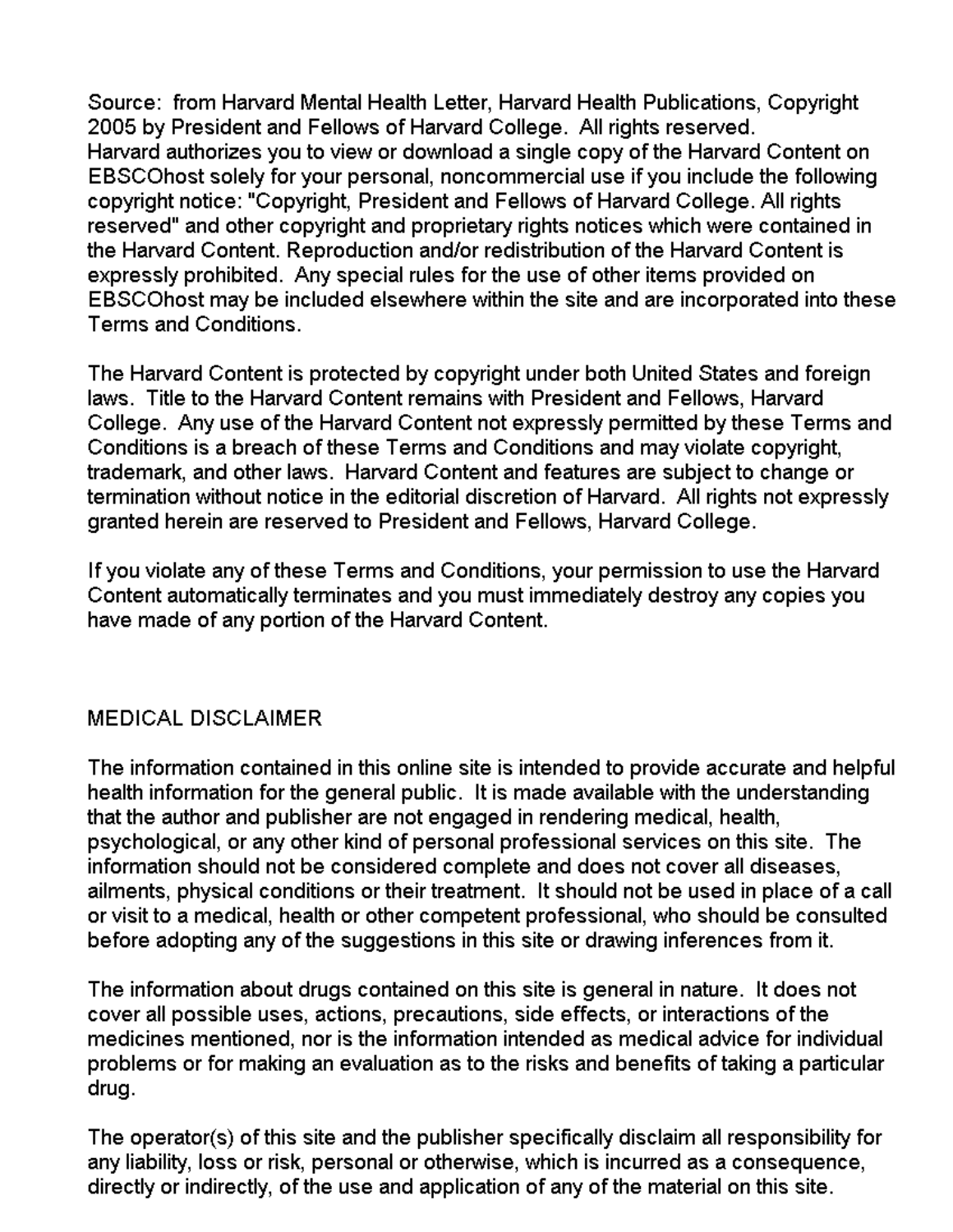Source: from Harvard Mental Health Letter, Harvard Health Publications, Copyright 2005 by President and Fellows of Harvard College. All rights reserved.
Harvard authorizes you to view or download a single copy of the Harvard Content on EBSCOhost solely for your personal, noncommercial use if you include the following copyright notice: "Copyright, President and Fellows of Harvard College. All rights reserved" and other copyright and proprietary rights notices which were contained in the Harvard Content. Reproduction and/or redistribution of the Harvard Content is expressly prohibited. Any special rules for the use of other items provided on EBSCOhost may be included elsewhere within the site and are incorporated into these Terms and Conditions.

The Harvard Content is protected by copyright under both United States and foreign laws. Title to the Harvard Content remains with President and Fellows, Harvard College. Any use of the Harvard Content not expressly permitted by these Terms and Conditions is a breach of these Terms and Conditions and may violate copyright, trademark, and other laws. Harvard Content and features are subject to change or termination without notice in the editorial discretion of Harvard. All rights not expressly granted herein are reserved to President and Fellows, Harvard College.

If you violate any of these Terms and Conditions, your permission to use the Harvard Content automatically terminates and you must immediately destroy any copies you have made of any portion of the Harvard Content.

## MEDICAL DISCLAIMER

The information contained in this online site is intended to provide accurate and helpful health information for the general public. It is made available with the understanding that the author and publisher are not engaged in rendering medical, health, psychological, or any other kind of personal professional services on this site. The information should not be considered complete and does not cover all diseases, ailments, physical conditions or their treatment. It should not be used in place of a call or visit to a medical, health or other competent professional, who should be consulted before adopting any of the suggestions in this site or drawing inferences from it.

The information about drugs contained on this site is general in nature. It does not cover all possible uses, actions, precautions, side effects, or interactions of the medicines mentioned, nor is the information intended as medical advice for individual problems or for making an evaluation as to the risks and benefits of taking a particular drug.

The operator(s) of this site and the publisher specifically disclaim all responsibility for any liability, loss or risk, personal or otherwise, which is incurred as a consequence, directly or indirectly, of the use and application of any of the material on this site.